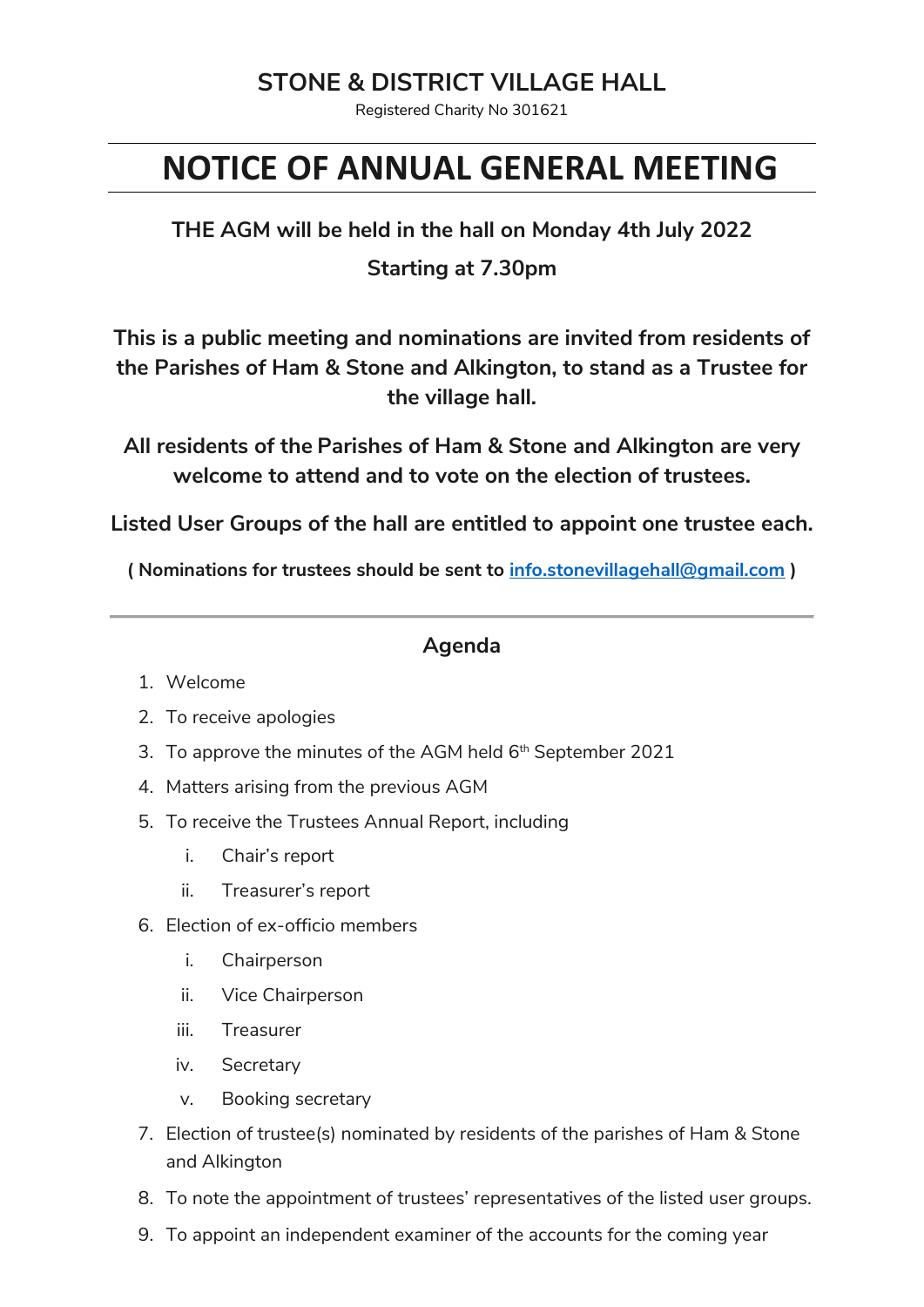## STONE & DISTRICT VILLAGE HALL

Registered Charity No 301621

---

# NOTICE OF ANNUAL GENERAL MEETING

---

**THE AGM will be held in the hall on Monday 4th July 2022**

**Starting at 7.30pm**

**This is a public meeting and nominations are invited from residents of the Parishes of Ham & Stone and Alkington, to stand as a Trustee for the village hall.**

**All residents of the Parishes of Ham & Stone and Alkington are very welcome to attend and to vote on the election of trustees.**

**Listed User Groups of the hall are entitled to appoint one trustee each.**

**( Nominations for trustees should be sent to info.stonevillagehall@gmail.com )**

---

### Agenda

1. Welcome
2. To receive apologies
3. To approve the minutes of the AGM held 6th September 2021
4. Matters arising from the previous AGM
5. To receive the Trustees Annual Report, including
   i. Chair's report
   ii. Treasurer's report
6. Election of ex-officio members
   i. Chairperson
   ii. Vice Chairperson
   iii. Treasurer
   iv. Secretary
   v. Booking secretary
7. Election of trustee(s) nominated by residents of the parishes of Ham & Stone and Alkington
8. To note the appointment of trustees' representatives of the listed user groups.
9. To appoint an independent examiner of the accounts for the coming year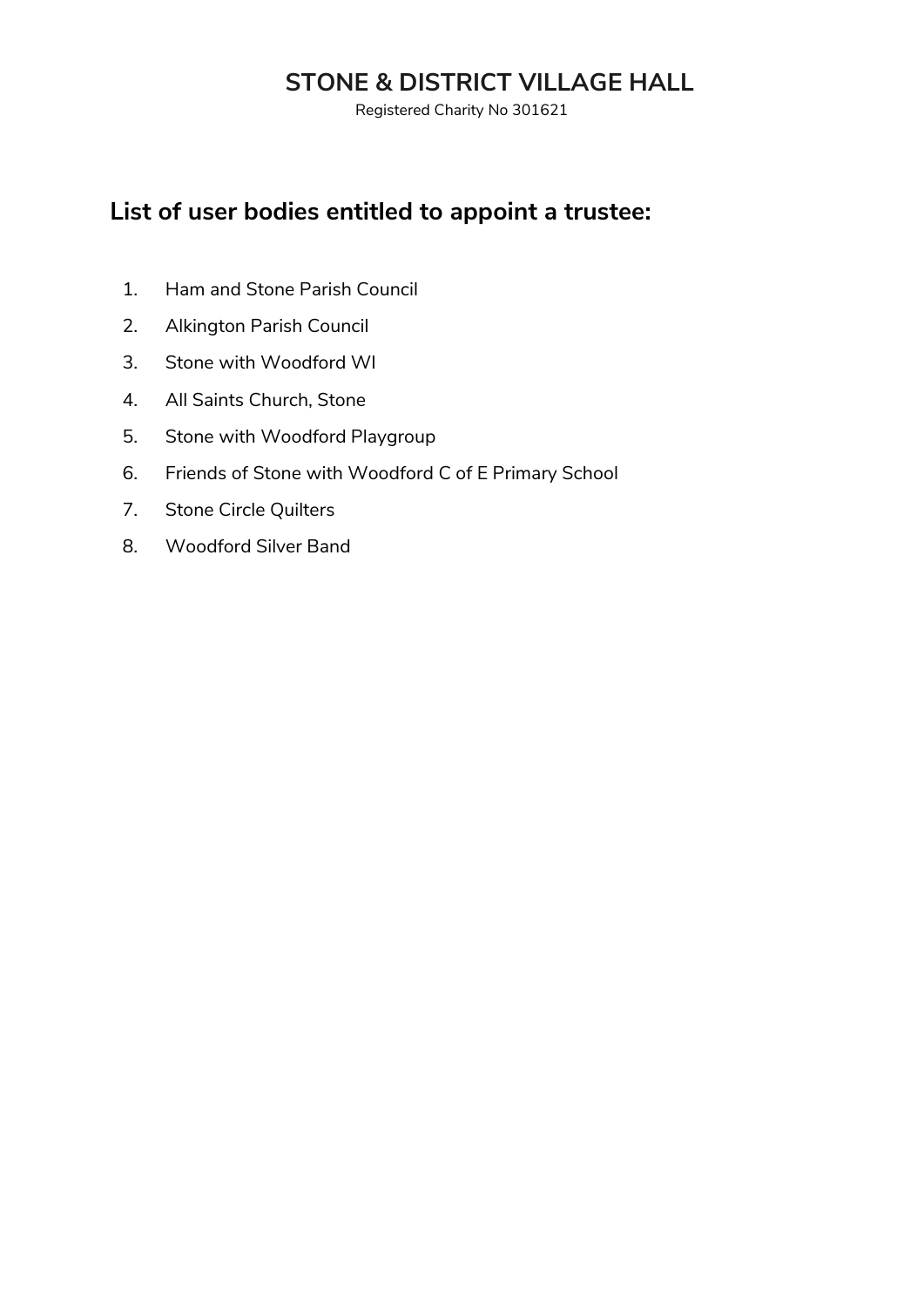# STONE & DISTRICT VILLAGE HALL

Registered Charity No 301621

## List of user bodies entitled to appoint a trustee:

1. Ham and Stone Parish Council
2. Alkington Parish Council
3. Stone with Woodford WI
4. All Saints Church, Stone
5. Stone with Woodford Playgroup
6. Friends of Stone with Woodford C of E Primary School
7. Stone Circle Quilters
8. Woodford Silver Band